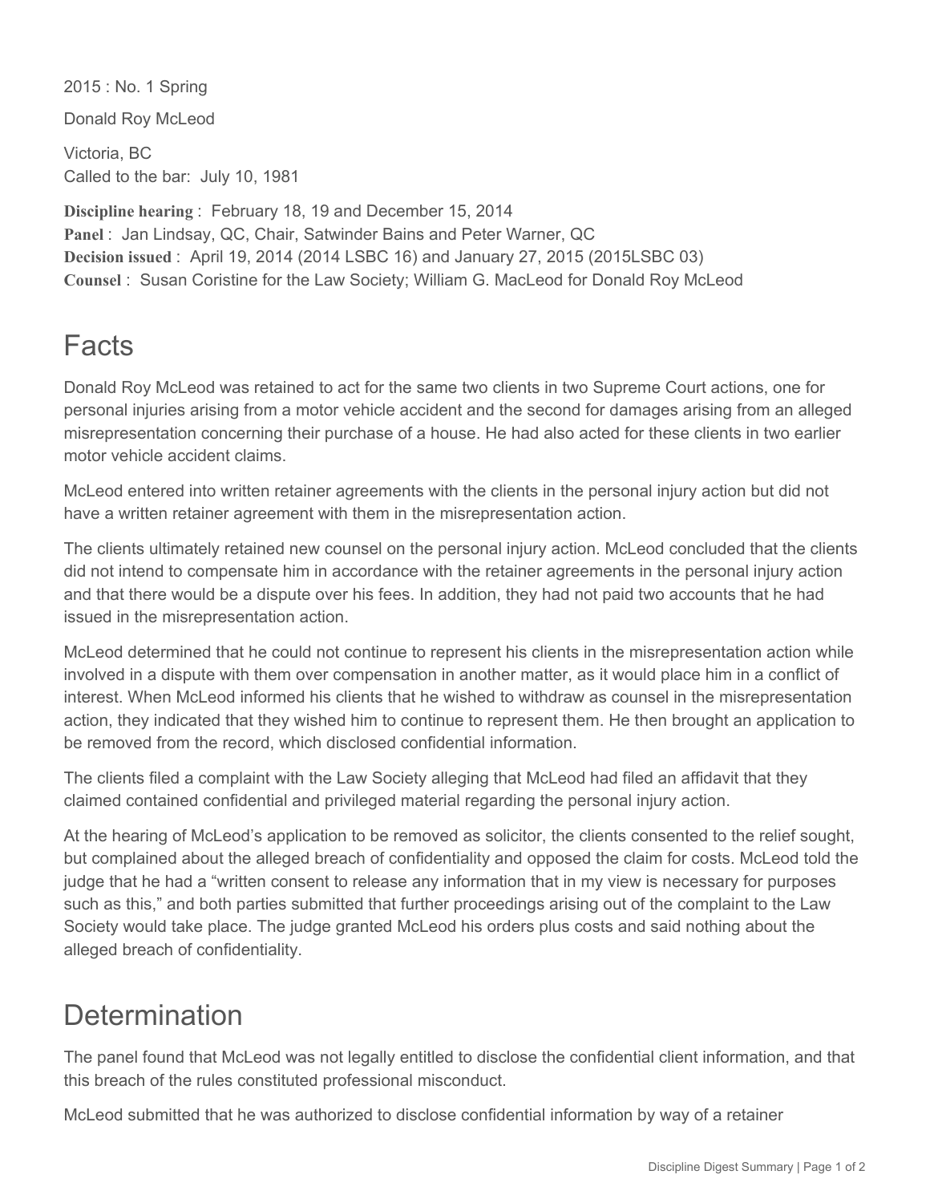2015 : No. 1 Spring

Donald Roy McLeod

Victoria, BC
Called to the bar: July 10, 1981

**Discipline hearing** : February 18, 19 and December 15, 2014
**Panel** : Jan Lindsay, QC, Chair, Satwinder Bains and Peter Warner, QC
**Decision issued** : April 19, 2014 (2014 LSBC 16) and January 27, 2015 (2015LSBC 03)
**Counsel** : Susan Coristine for the Law Society; William G. MacLeod for Donald Roy McLeod

# Facts

Donald Roy McLeod was retained to act for the same two clients in two Supreme Court actions, one for personal injuries arising from a motor vehicle accident and the second for damages arising from an alleged misrepresentation concerning their purchase of a house. He had also acted for these clients in two earlier motor vehicle accident claims.

McLeod entered into written retainer agreements with the clients in the personal injury action but did not have a written retainer agreement with them in the misrepresentation action.

The clients ultimately retained new counsel on the personal injury action. McLeod concluded that the clients did not intend to compensate him in accordance with the retainer agreements in the personal injury action and that there would be a dispute over his fees. In addition, they had not paid two accounts that he had issued in the misrepresentation action.

McLeod determined that he could not continue to represent his clients in the misrepresentation action while involved in a dispute with them over compensation in another matter, as it would place him in a conflict of interest. When McLeod informed his clients that he wished to withdraw as counsel in the misrepresentation action, they indicated that they wished him to continue to represent them. He then brought an application to be removed from the record, which disclosed confidential information.

The clients filed a complaint with the Law Society alleging that McLeod had filed an affidavit that they claimed contained confidential and privileged material regarding the personal injury action.

At the hearing of McLeod's application to be removed as solicitor, the clients consented to the relief sought, but complained about the alleged breach of confidentiality and opposed the claim for costs. McLeod told the judge that he had a "written consent to release any information that in my view is necessary for purposes such as this," and both parties submitted that further proceedings arising out of the complaint to the Law Society would take place. The judge granted McLeod his orders plus costs and said nothing about the alleged breach of confidentiality.

# Determination

The panel found that McLeod was not legally entitled to disclose the confidential client information, and that this breach of the rules constituted professional misconduct.

McLeod submitted that he was authorized to disclose confidential information by way of a retainer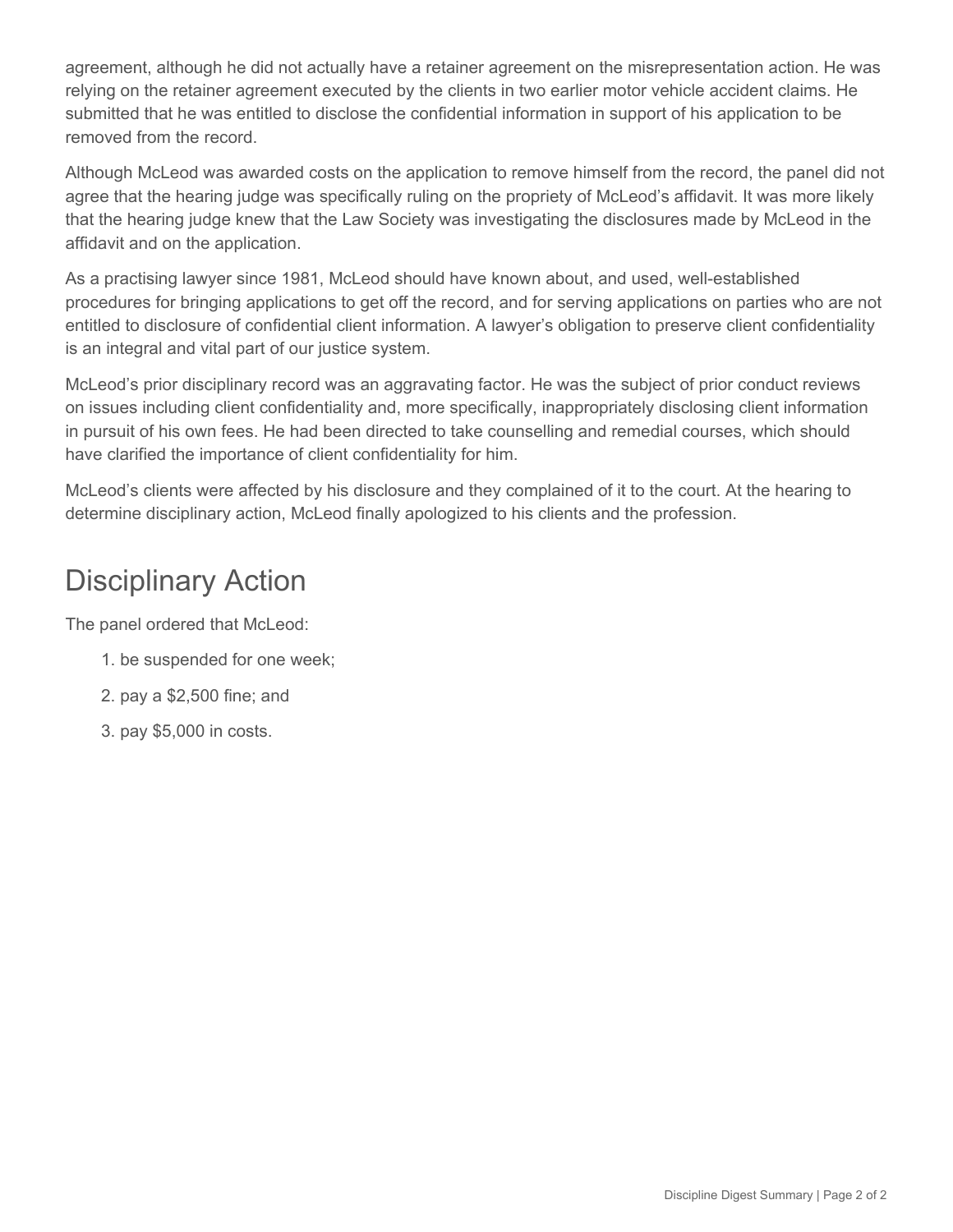agreement, although he did not actually have a retainer agreement on the misrepresentation action. He was relying on the retainer agreement executed by the clients in two earlier motor vehicle accident claims. He submitted that he was entitled to disclose the confidential information in support of his application to be removed from the record.

Although McLeod was awarded costs on the application to remove himself from the record, the panel did not agree that the hearing judge was specifically ruling on the propriety of McLeod's affidavit. It was more likely that the hearing judge knew that the Law Society was investigating the disclosures made by McLeod in the affidavit and on the application.

As a practising lawyer since 1981, McLeod should have known about, and used, well-established procedures for bringing applications to get off the record, and for serving applications on parties who are not entitled to disclosure of confidential client information. A lawyer's obligation to preserve client confidentiality is an integral and vital part of our justice system.

McLeod's prior disciplinary record was an aggravating factor. He was the subject of prior conduct reviews on issues including client confidentiality and, more specifically, inappropriately disclosing client information in pursuit of his own fees. He had been directed to take counselling and remedial courses, which should have clarified the importance of client confidentiality for him.

McLeod's clients were affected by his disclosure and they complained of it to the court. At the hearing to determine disciplinary action, McLeod finally apologized to his clients and the profession.

## Disciplinary Action

The panel ordered that McLeod:

1. be suspended for one week;
2. pay a $2,500 fine; and
3. pay $5,000 in costs.